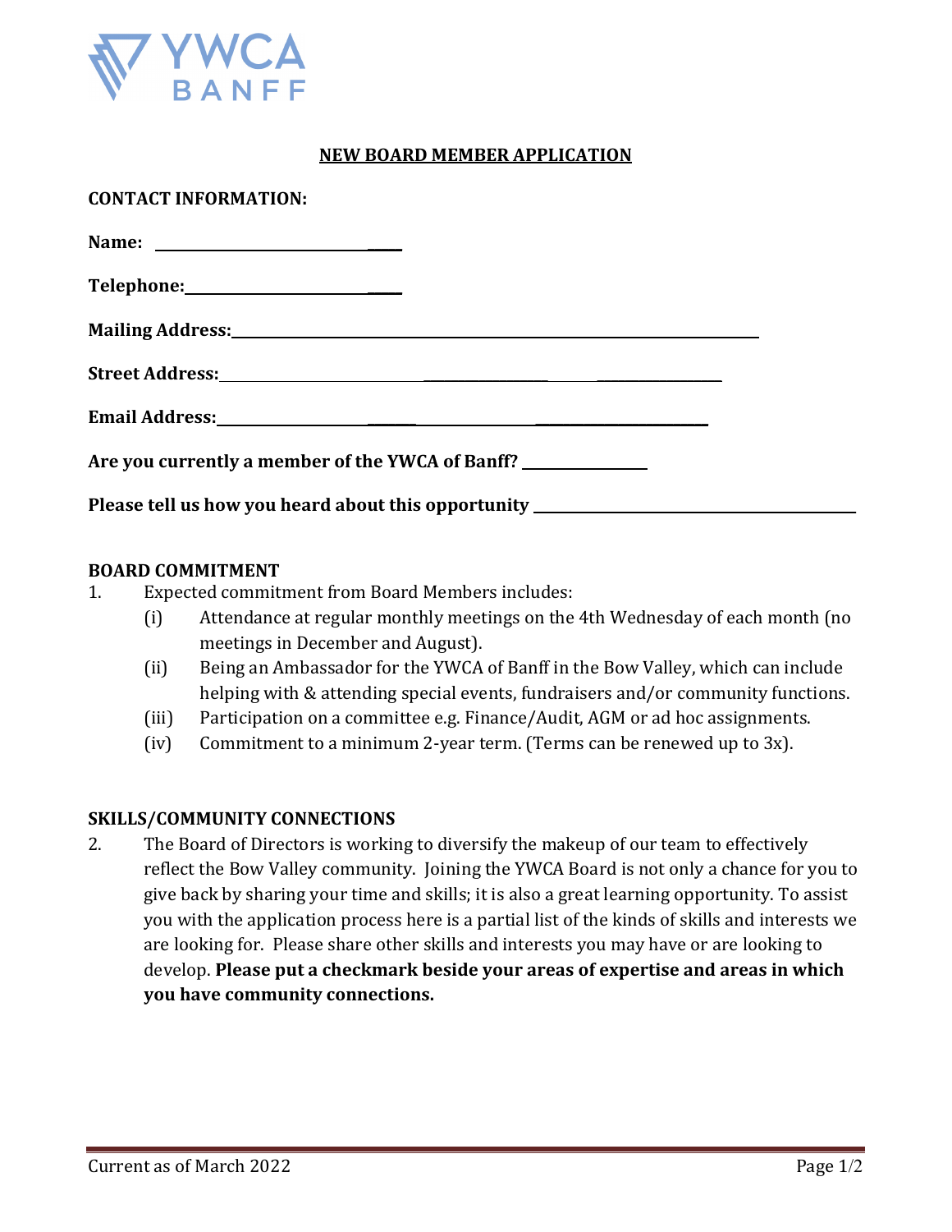YWCA BANFF

## NEW BOARD MEMBER APPLICATION

**CONTACT INFORMATION:**

**Name:** ______________________________

**Telephone:** ______________________________

**Mailing Address:** ______________________________________________________________

**Street Address:** ______________________________________________________

**Email Address:** ______________________________________________________

**Are you currently a member of the YWCA of Banff?** ________________

**Please tell us how you heard about this opportunity** ________________________________________

**BOARD COMMITMENT**

1. Expected commitment from Board Members includes:
   - (i) Attendance at regular monthly meetings on the 4th Wednesday of each month (no meetings in December and August).
   - (ii) Being an Ambassador for the YWCA of Banff in the Bow Valley, which can include helping with & attending special events, fundraisers and/or community functions.
   - (iii) Participation on a committee e.g. Finance/Audit, AGM or ad hoc assignments.
   - (iv) Commitment to a minimum 2-year term. (Terms can be renewed up to 3x).

**SKILLS/COMMUNITY CONNECTIONS**

2. The Board of Directors is working to diversify the makeup of our team to effectively reflect the Bow Valley community. Joining the YWCA Board is not only a chance for you to give back by sharing your time and skills; it is also a great learning opportunity. To assist you with the application process here is a partial list of the kinds of skills and interests we are looking for. Please share other skills and interests you may have or are looking to develop. **Please put a checkmark beside your areas of expertise and areas in which you have community connections.**

Current as of March 2022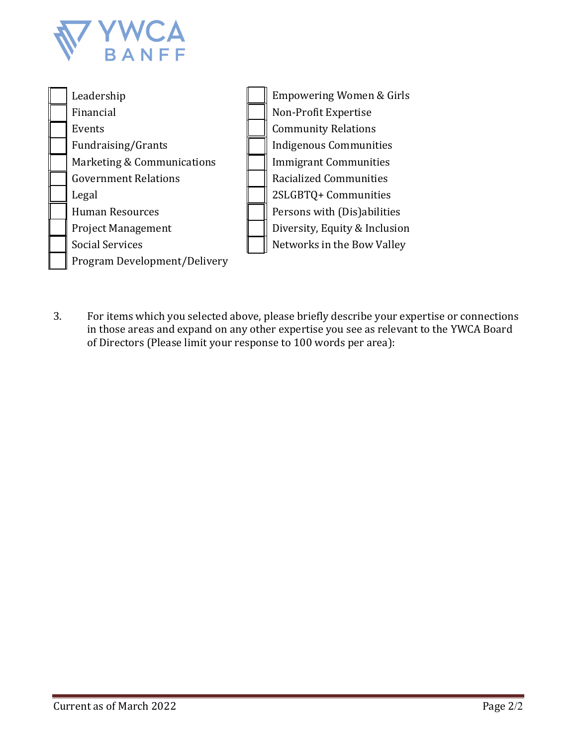- [ ] Leadership
- [ ] Financial
- [ ] Events
- [ ] Fundraising/Grants
- [ ] Marketing & Communications
- [ ] Government Relations
- [ ] Legal
- [ ] Human Resources
- [ ] Project Management
- [ ] Social Services
- [ ] Program Development/Delivery
- [ ] Empowering Women & Girls
- [ ] Non-Profit Expertise
- [ ] Community Relations
- [ ] Indigenous Communities
- [ ] Immigrant Communities
- [ ] Racialized Communities
- [ ] 2SLGBTQ+ Communities
- [ ] Persons with (Dis)abilities
- [ ] Diversity, Equity & Inclusion
- [ ] Networks in the Bow Valley

3. For items which you selected above, please briefly describe your expertise or connections in those areas and expand on any other expertise you see as relevant to the YWCA Board of Directors (Please limit your response to 100 words per area):

Current as of March 2022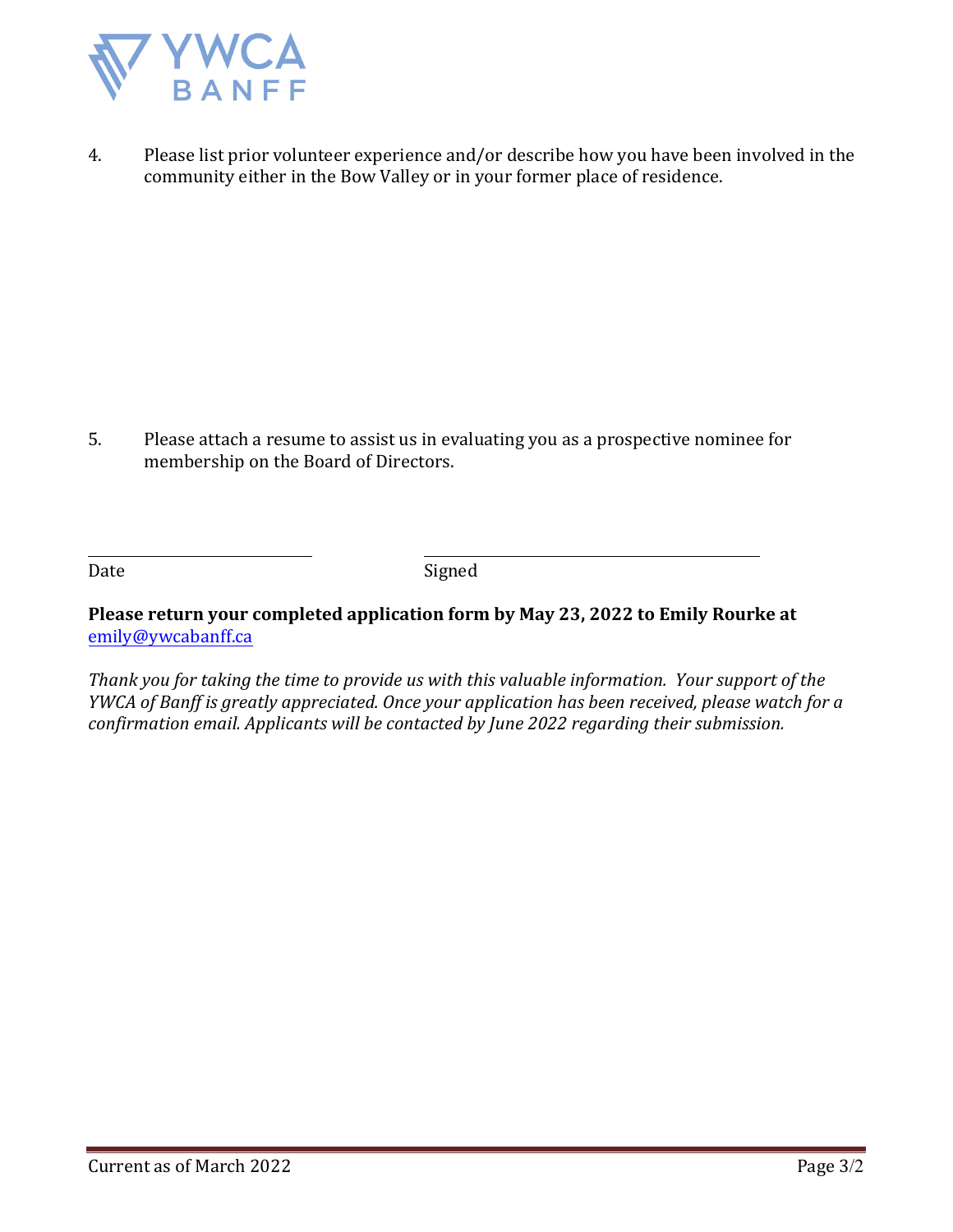4. Please list prior volunteer experience and/or describe how you have been involved in the community either in the Bow Valley or in your former place of residence.

5. Please attach a resume to assist us in evaluating you as a prospective nominee for membership on the Board of Directors.

\_\_\_\_\_\_\_\_\_\_\_\_\_\_\_\_\_\_\_\_\_\_\_\_\_\_\_\_ \_\_\_\_\_\_\_\_\_\_\_\_\_\_\_\_\_\_\_\_\_\_\_\_\_\_\_\_\_\_\_\_\_\_\_\_\_\_\_\_\_\_

Date Signed

**Please return your completed application form by May 23, 2022 to Emily Rourke at** emily@ywcabanff.ca

*Thank you for taking the time to provide us with this valuable information. Your support of the YWCA of Banff is greatly appreciated. Once your application has been received, please watch for a confirmation email. Applicants will be contacted by June 2022 regarding their submission.*

Current as of March 2022